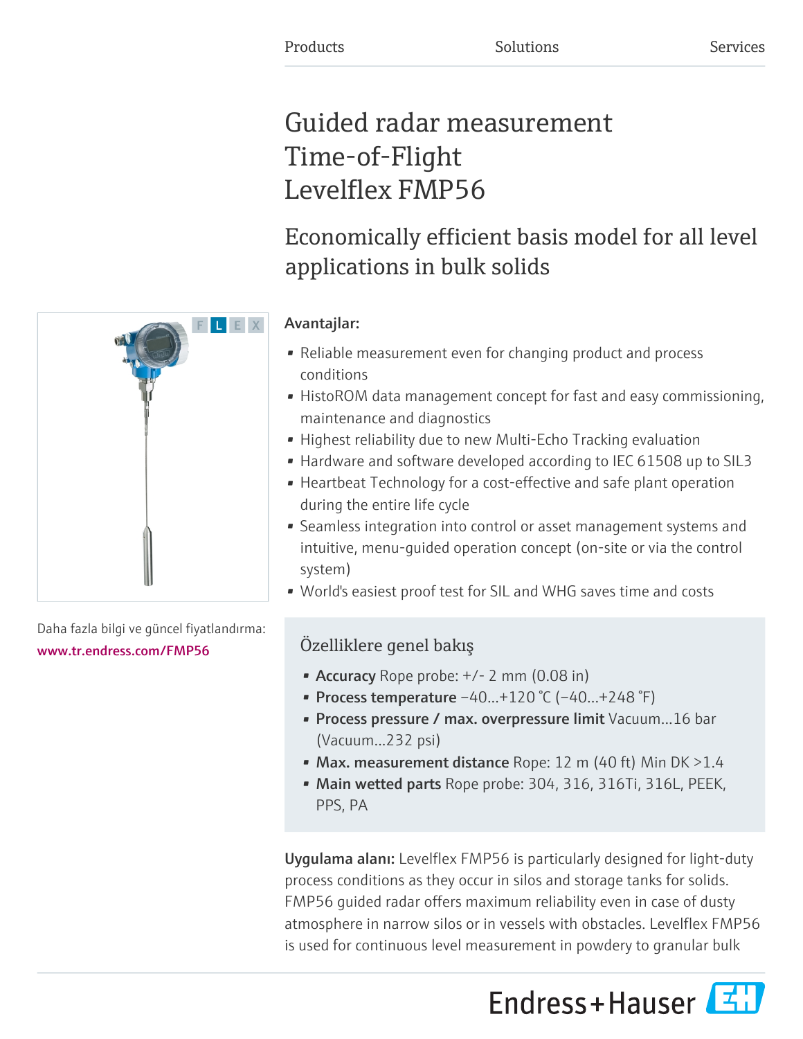Products Solutions Services

# Guided radar measurement Time-of-Flight Levelflex FMP56

## Economically efficient basis model for all level applications in bulk solids

F L E X

Daha fazla bilgi ve güncel fiyatlandırma:
www.tr.endress.com/FMP56

**Avantajlar:**

- Reliable measurement even for changing product and process conditions
- HistoROM data management concept for fast and easy commissioning, maintenance and diagnostics
- Highest reliability due to new Multi-Echo Tracking evaluation
- Hardware and software developed according to IEC 61508 up to SIL3
- Heartbeat Technology for a cost-effective and safe plant operation during the entire life cycle
- Seamless integration into control or asset management systems and intuitive, menu-guided operation concept (on-site or via the control system)
- World's easiest proof test for SIL and WHG saves time and costs

### Özelliklere genel bakış

- **Accuracy** Rope probe: +/- 2 mm (0.08 in)
- **Process temperature** −40...+120 °C (−40...+248 °F)
- **Process pressure / max. overpressure limit** Vacuum...16 bar (Vacuum...232 psi)
- **Max. measurement distance** Rope: 12 m (40 ft) Min DK >1.4
- **Main wetted parts** Rope probe: 304, 316, 316Ti, 316L, PEEK, PPS, PA

**Uygulama alanı:** Levelflex FMP56 is particularly designed for light-duty process conditions as they occur in silos and storage tanks for solids. FMP56 guided radar offers maximum reliability even in case of dusty atmosphere in narrow silos or in vessels with obstacles. Levelflex FMP56 is used for continuous level measurement in powdery to granular bulk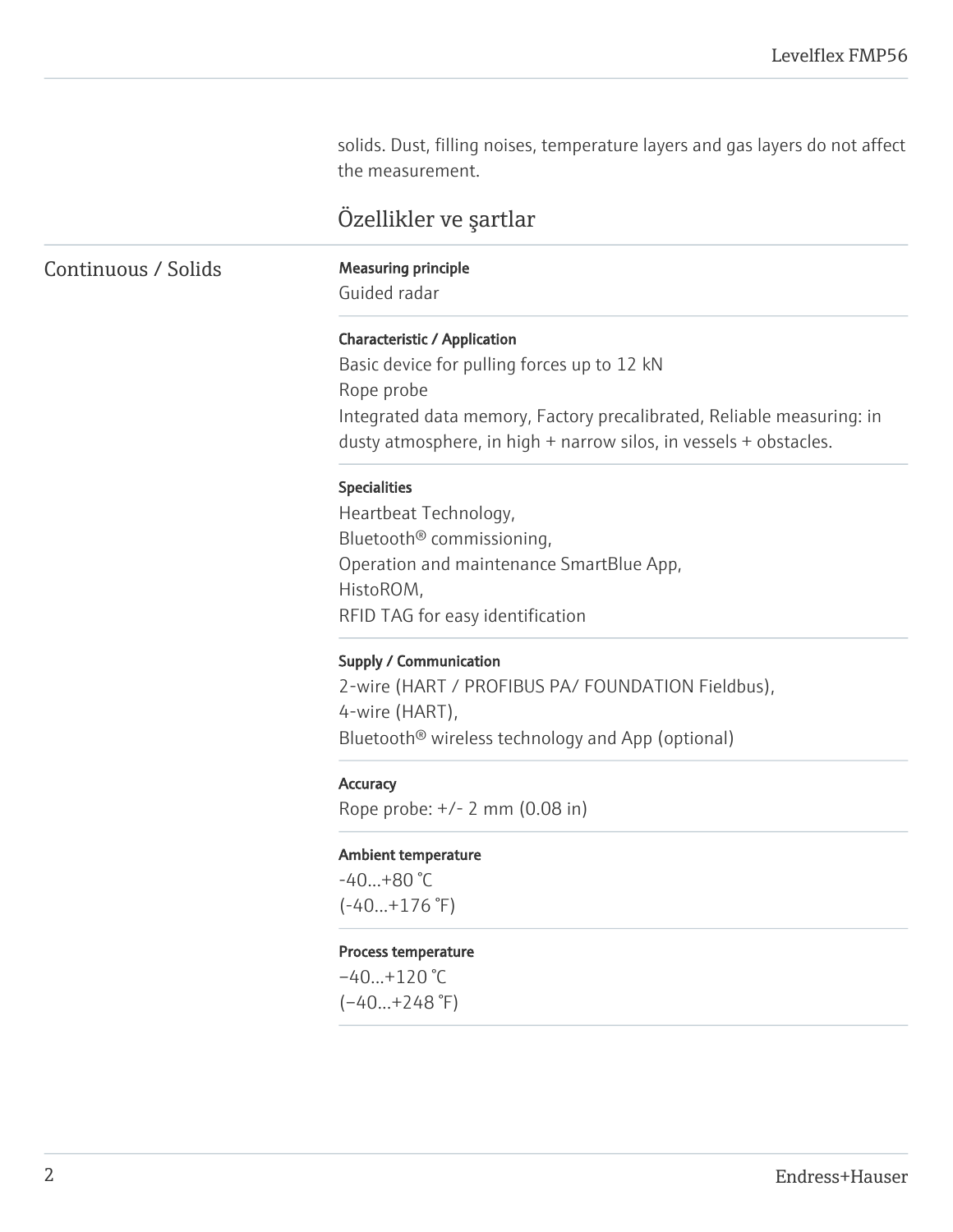solids. Dust, filling noises, temperature layers and gas layers do not affect the measurement.

## Özellikler ve şartlar

### Continuous / Solids

**Measuring principle**

Guided radar

**Characteristic / Application**

Basic device for pulling forces up to 12 kN
Rope probe
Integrated data memory, Factory precalibrated, Reliable measuring: in dusty atmosphere, in high + narrow silos, in vessels + obstacles.

**Specialities**

Heartbeat Technology,
Bluetooth® commissioning,
Operation and maintenance SmartBlue App,
HistoROM,
RFID TAG for easy identification

**Supply / Communication**

2-wire (HART / PROFIBUS PA/ FOUNDATION Fieldbus),
4-wire (HART),
Bluetooth® wireless technology and App (optional)

**Accuracy**

Rope probe: +/- 2 mm (0.08 in)

**Ambient temperature**

-40...+80 °C
(-40...+176 °F)

**Process temperature**

−40...+120 °C
(−40...+248 °F)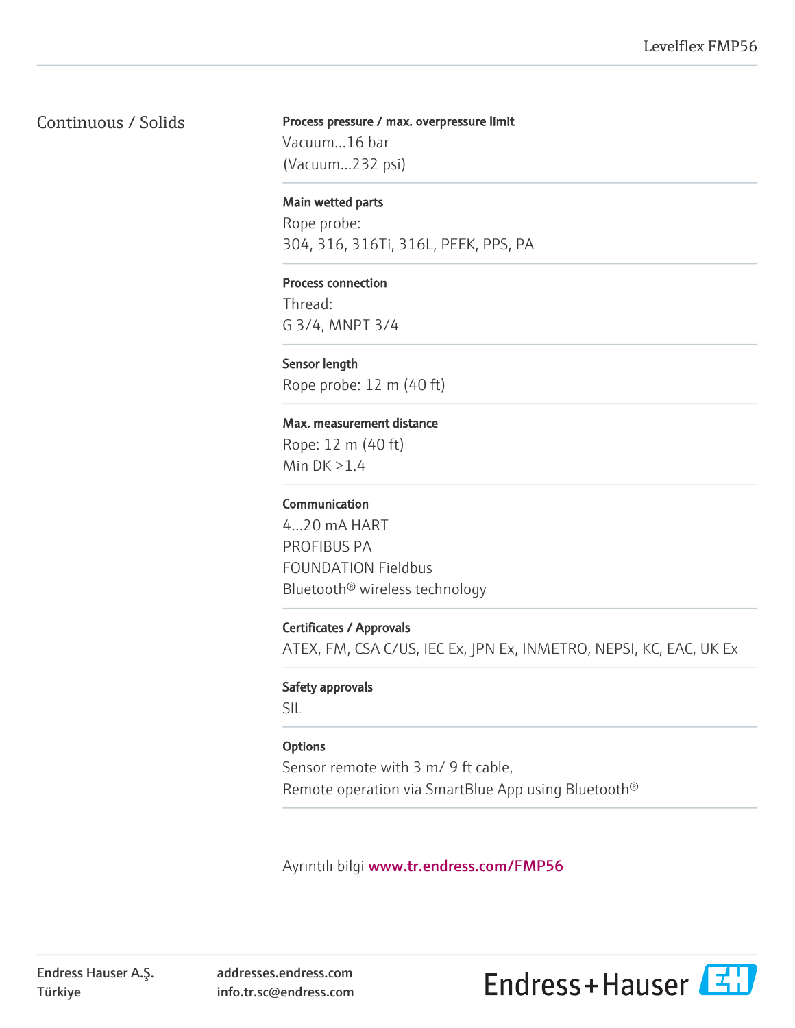## Continuous / Solids

**Process pressure / max. overpressure limit**
Vacuum...16 bar
(Vacuum...232 psi)

**Main wetted parts**
Rope probe:
304, 316, 316Ti, 316L, PEEK, PPS, PA

**Process connection**
Thread:
G 3/4, MNPT 3/4

**Sensor length**
Rope probe: 12 m (40 ft)

**Max. measurement distance**
Rope: 12 m (40 ft)
Min DK >1.4

**Communication**
4...20 mA HART
PROFIBUS PA
FOUNDATION Fieldbus
Bluetooth® wireless technology

**Certificates / Approvals**
ATEX, FM, CSA C/US, IEC Ex, JPN Ex, INMETRO, NEPSI, KC, EAC, UK Ex

**Safety approvals**
SIL

**Options**
Sensor remote with 3 m/ 9 ft cable,
Remote operation via SmartBlue App using Bluetooth®

Ayrıntılı bilgi **www.tr.endress.com/FMP56**

Endress Hauser A.Ş.
Türkiye

addresses.endress.com
info.tr.sc@endress.com